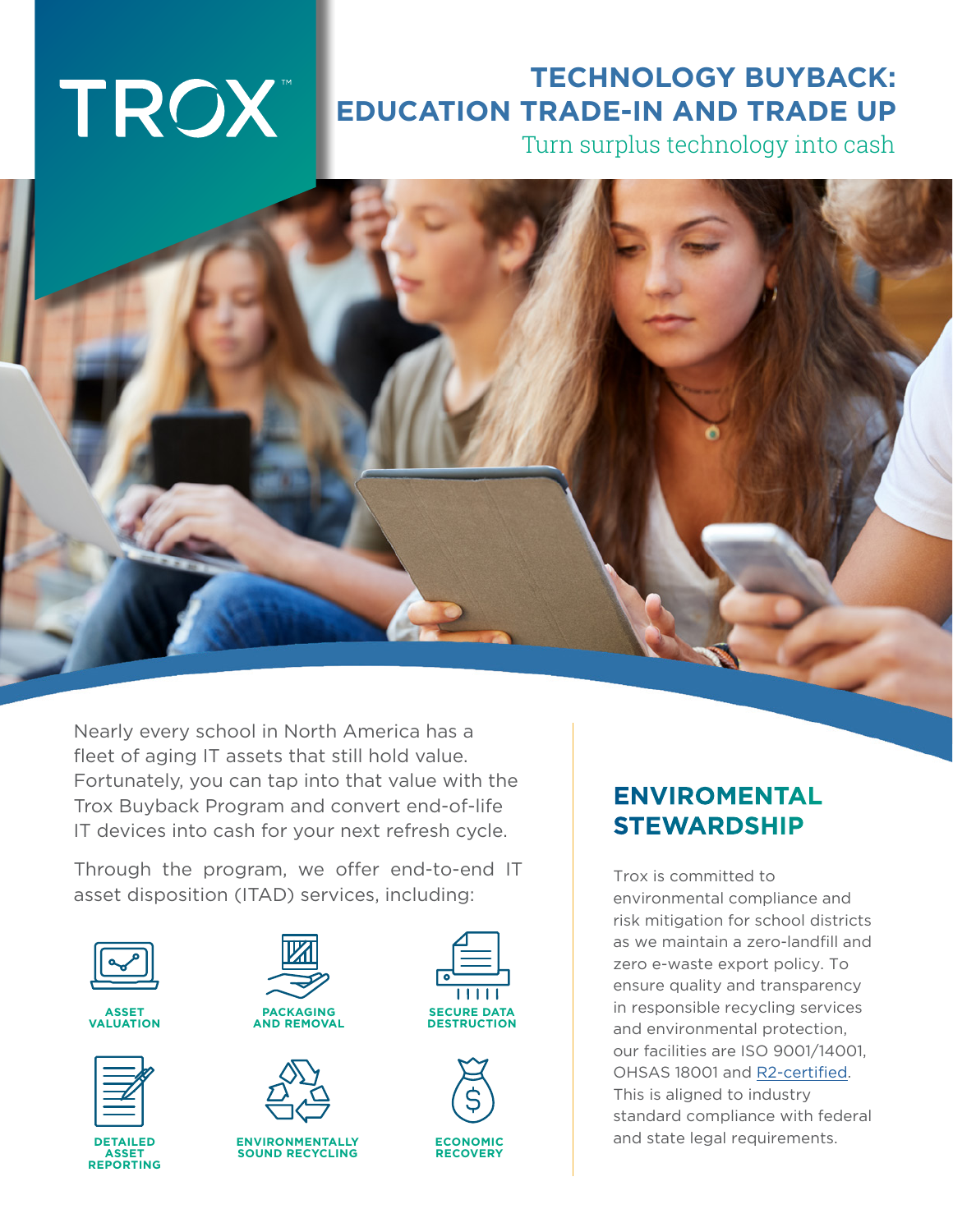TROX™

# TECHNOLOGY BUYBACK: EDUCATION TRADE-IN AND TRADE UP

Turn surplus technology into cash

Nearly every school in North America has a fleet of aging IT assets that still hold value. Fortunately, you can tap into that value with the Trox Buyback Program and convert end-of-life IT devices into cash for your next refresh cycle.

Through the program, we offer end-to-end IT asset disposition (ITAD) services, including:

- **ASSET VALUATION**
- **PACKAGING AND REMOVAL**
- **SECURE DATA DESTRUCTION**
- **DETAILED ASSET REPORTING**
- **ENVIRONMENTALLY SOUND RECYCLING**
- **ECONOMIC RECOVERY**

## ENVIROMENTAL STEWARDSHIP

Trox is committed to environmental compliance and risk mitigation for school districts as we maintain a zero-landfill and zero e-waste export policy. To ensure quality and transparency in responsible recycling services and environmental protection, our facilities are ISO 9001/14001, OHSAS 18001 and R2-certified. This is aligned to industry standard compliance with federal and state legal requirements.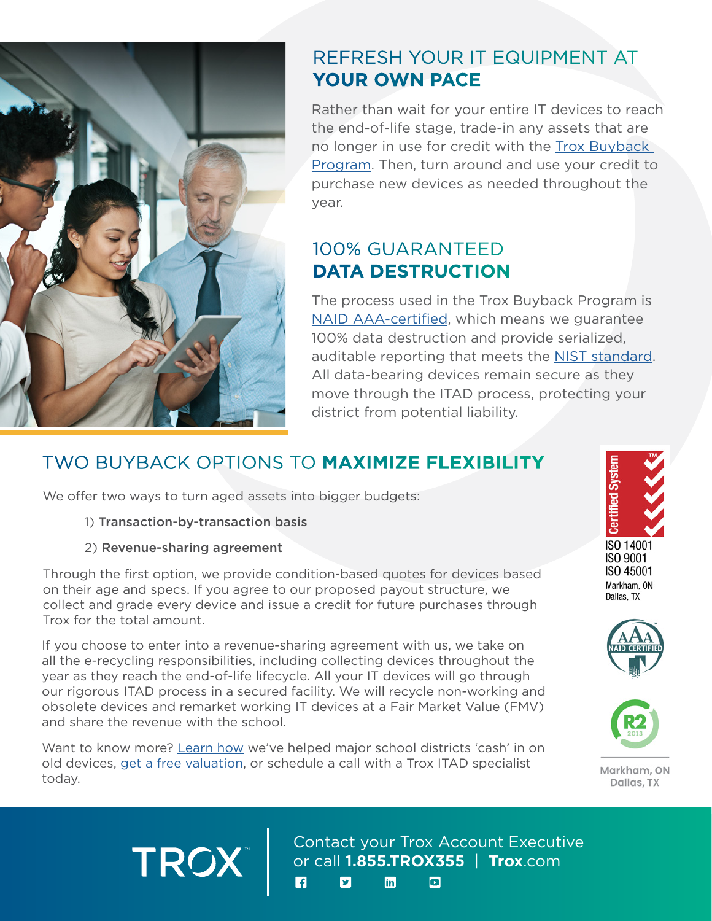## REFRESH YOUR IT EQUIPMENT AT **YOUR OWN PACE**

Rather than wait for your entire IT devices to reach the end-of-life stage, trade-in any assets that are no longer in use for credit with the Trox Buyback Program. Then, turn around and use your credit to purchase new devices as needed throughout the year.

## 100% GUARANTEED **DATA DESTRUCTION**

The process used in the Trox Buyback Program is NAID AAA-certified, which means we guarantee 100% data destruction and provide serialized, auditable reporting that meets the NIST standard. All data-bearing devices remain secure as they move through the ITAD process, protecting your district from potential liability.

## TWO BUYBACK OPTIONS TO **MAXIMIZE FLEXIBILITY**

We offer two ways to turn aged assets into bigger budgets:

1) **Transaction-by-transaction basis**
2) **Revenue-sharing agreement**

Through the first option, we provide condition-based quotes for devices based on their age and specs. If you agree to our proposed payout structure, we collect and grade every device and issue a credit for future purchases through Trox for the total amount.

If you choose to enter into a revenue-sharing agreement with us, we take on all the e-recycling responsibilities, including collecting devices throughout the year as they reach the end-of-life lifecycle. All your IT devices will go through our rigorous ITAD process in a secured facility. We will recycle non-working and obsolete devices and remarket working IT devices at a Fair Market Value (FMV) and share the revenue with the school.

Want to know more? Learn how we've helped major school districts 'cash' in on old devices, get a free valuation, or schedule a call with a Trox ITAD specialist today.

Certified System™
ISO 14001
ISO 9001
ISO 45001
Markham, ON
Dallas, TX

AAA NAID CERTIFIED

R2 2013

Markham, ON
Dallas, TX

TROX™

Contact your Trox Account Executive or call **1.855.TROX355** | **Trox**.com